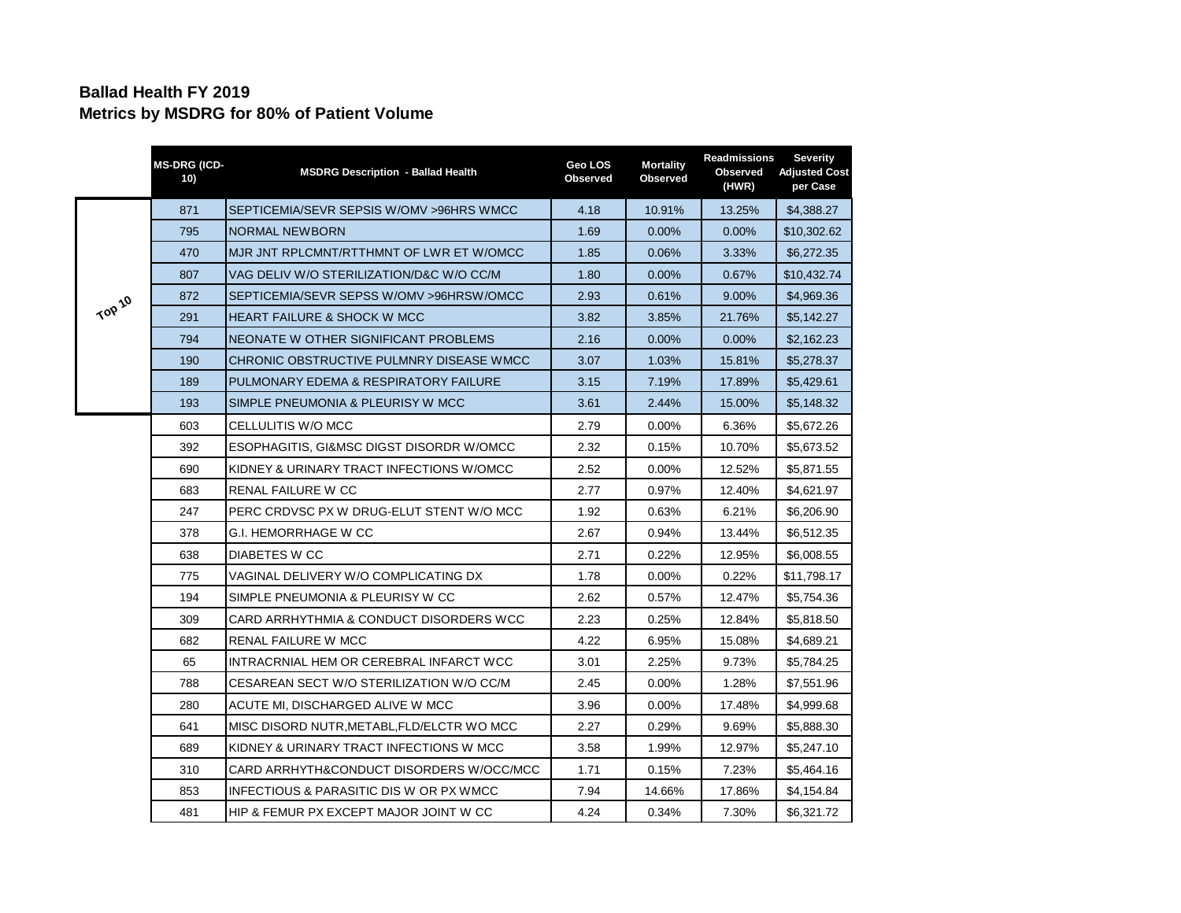## Ballad Health FY 2019
## Metrics by MSDRG for 80% of Patient Volume

| | MS-DRG (ICD-10) | MSDRG Description - Ballad Health | Geo LOS Observed | Mortality Observed | Readmissions Observed (HWR) | Severity Adjusted Cost per Case |
|---|---|---|---|---|---|---|
| Top 10 | 871 | SEPTICEMIA/SEVR SEPSIS W/OMV >96HRS WMCC | 4.18 | 10.91% | 13.25% | $4,388.27 |
| Top 10 | 795 | NORMAL NEWBORN | 1.69 | 0.00% | 0.00% | $10,302.62 |
| Top 10 | 470 | MJR JNT RPLCMNT/RTTHMNT OF LWR ET W/OMCC | 1.85 | 0.06% | 3.33% | $6,272.35 |
| Top 10 | 807 | VAG DELIV W/O STERILIZATION/D&C W/O CC/M | 1.80 | 0.00% | 0.67% | $10,432.74 |
| Top 10 | 872 | SEPTICEMIA/SEVR SEPSS W/OMV >96HRSW/OMCC | 2.93 | 0.61% | 9.00% | $4,969.36 |
| Top 10 | 291 | HEART FAILURE & SHOCK W MCC | 3.82 | 3.85% | 21.76% | $5,142.27 |
| Top 10 | 794 | NEONATE W OTHER SIGNIFICANT PROBLEMS | 2.16 | 0.00% | 0.00% | $2,162.23 |
| Top 10 | 190 | CHRONIC OBSTRUCTIVE PULMNRY DISEASE WMCC | 3.07 | 1.03% | 15.81% | $5,278.37 |
| Top 10 | 189 | PULMONARY EDEMA & RESPIRATORY FAILURE | 3.15 | 7.19% | 17.89% | $5,429.61 |
| Top 10 | 193 | SIMPLE PNEUMONIA & PLEURISY W MCC | 3.61 | 2.44% | 15.00% | $5,148.32 |
| | 603 | CELLULITIS W/O MCC | 2.79 | 0.00% | 6.36% | $5,672.26 |
| | 392 | ESOPHAGITIS, GI&MSC DIGST DISORDR W/OMCC | 2.32 | 0.15% | 10.70% | $5,673.52 |
| | 690 | KIDNEY & URINARY TRACT INFECTIONS W/OMCC | 2.52 | 0.00% | 12.52% | $5,871.55 |
| | 683 | RENAL FAILURE W CC | 2.77 | 0.97% | 12.40% | $4,621.97 |
| | 247 | PERC CRDVSC PX W DRUG-ELUT STENT W/O MCC | 1.92 | 0.63% | 6.21% | $6,206.90 |
| | 378 | G.I. HEMORRHAGE W CC | 2.67 | 0.94% | 13.44% | $6,512.35 |
| | 638 | DIABETES W CC | 2.71 | 0.22% | 12.95% | $6,008.55 |
| | 775 | VAGINAL DELIVERY W/O COMPLICATING DX | 1.78 | 0.00% | 0.22% | $11,798.17 |
| | 194 | SIMPLE PNEUMONIA & PLEURISY W CC | 2.62 | 0.57% | 12.47% | $5,754.36 |
| | 309 | CARD ARRHYTHMIA & CONDUCT DISORDERS WCC | 2.23 | 0.25% | 12.84% | $5,818.50 |
| | 682 | RENAL FAILURE W MCC | 4.22 | 6.95% | 15.08% | $4,689.21 |
| | 65 | INTRACRNIAL HEM OR CEREBRAL INFARCT WCC | 3.01 | 2.25% | 9.73% | $5,784.25 |
| | 788 | CESAREAN SECT W/O STERILIZATION W/O CC/M | 2.45 | 0.00% | 1.28% | $7,551.96 |
| | 280 | ACUTE MI, DISCHARGED ALIVE W MCC | 3.96 | 0.00% | 17.48% | $4,999.68 |
| | 641 | MISC DISORD NUTR,METABL,FLD/ELCTR WO MCC | 2.27 | 0.29% | 9.69% | $5,888.30 |
| | 689 | KIDNEY & URINARY TRACT INFECTIONS W MCC | 3.58 | 1.99% | 12.97% | $5,247.10 |
| | 310 | CARD ARRHYTH&CONDUCT DISORDERS W/OCC/MCC | 1.71 | 0.15% | 7.23% | $5,464.16 |
| | 853 | INFECTIOUS & PARASITIC DIS W OR PX WMCC | 7.94 | 14.66% | 17.86% | $4,154.84 |
| | 481 | HIP & FEMUR PX EXCEPT MAJOR JOINT W CC | 4.24 | 0.34% | 7.30% | $6,321.72 |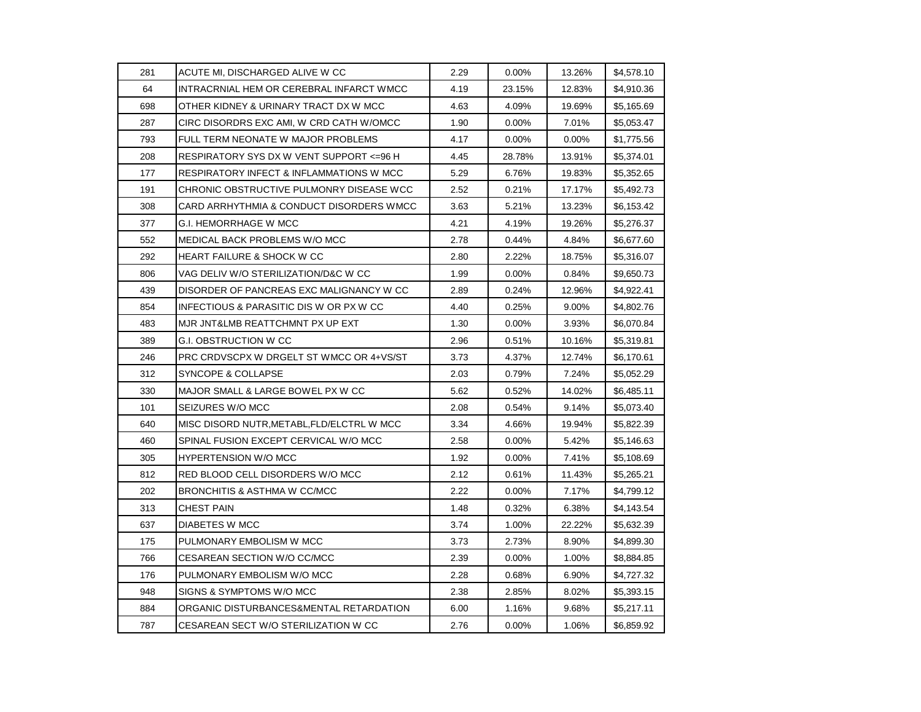| | | | | | |
|---|---|---|---|---|---|
| 281 | ACUTE MI, DISCHARGED ALIVE W CC | 2.29 | 0.00% | 13.26% | $4,578.10 |
| 64 | INTRACRNIAL HEM OR CEREBRAL INFARCT WMCC | 4.19 | 23.15% | 12.83% | $4,910.36 |
| 698 | OTHER KIDNEY & URINARY TRACT DX W MCC | 4.63 | 4.09% | 19.69% | $5,165.69 |
| 287 | CIRC DISORDRS EXC AMI, W CRD CATH W/OMCC | 1.90 | 0.00% | 7.01% | $5,053.47 |
| 793 | FULL TERM NEONATE W MAJOR PROBLEMS | 4.17 | 0.00% | 0.00% | $1,775.56 |
| 208 | RESPIRATORY SYS DX W VENT SUPPORT <=96 H | 4.45 | 28.78% | 13.91% | $5,374.01 |
| 177 | RESPIRATORY INFECT & INFLAMMATIONS W MCC | 5.29 | 6.76% | 19.83% | $5,352.65 |
| 191 | CHRONIC OBSTRUCTIVE PULMONRY DISEASE WCC | 2.52 | 0.21% | 17.17% | $5,492.73 |
| 308 | CARD ARRHYTHMIA & CONDUCT DISORDERS WMCC | 3.63 | 5.21% | 13.23% | $6,153.42 |
| 377 | G.I. HEMORRHAGE W MCC | 4.21 | 4.19% | 19.26% | $5,276.37 |
| 552 | MEDICAL BACK PROBLEMS W/O MCC | 2.78 | 0.44% | 4.84% | $6,677.60 |
| 292 | HEART FAILURE & SHOCK W CC | 2.80 | 2.22% | 18.75% | $5,316.07 |
| 806 | VAG DELIV W/O STERILIZATION/D&C W CC | 1.99 | 0.00% | 0.84% | $9,650.73 |
| 439 | DISORDER OF PANCREAS EXC MALIGNANCY W CC | 2.89 | 0.24% | 12.96% | $4,922.41 |
| 854 | INFECTIOUS & PARASITIC DIS W OR PX W CC | 4.40 | 0.25% | 9.00% | $4,802.76 |
| 483 | MJR JNT&LMB REATTCHMNT PX UP EXT | 1.30 | 0.00% | 3.93% | $6,070.84 |
| 389 | G.I. OBSTRUCTION W CC | 2.96 | 0.51% | 10.16% | $5,319.81 |
| 246 | PRC CRDVSCPX W DRGELT ST WMCC OR 4+VS/ST | 3.73 | 4.37% | 12.74% | $6,170.61 |
| 312 | SYNCOPE & COLLAPSE | 2.03 | 0.79% | 7.24% | $5,052.29 |
| 330 | MAJOR SMALL & LARGE BOWEL PX W CC | 5.62 | 0.52% | 14.02% | $6,485.11 |
| 101 | SEIZURES W/O MCC | 2.08 | 0.54% | 9.14% | $5,073.40 |
| 640 | MISC DISORD NUTR,METABL,FLD/ELCTRL W MCC | 3.34 | 4.66% | 19.94% | $5,822.39 |
| 460 | SPINAL FUSION EXCEPT CERVICAL W/O MCC | 2.58 | 0.00% | 5.42% | $5,146.63 |
| 305 | HYPERTENSION W/O MCC | 1.92 | 0.00% | 7.41% | $5,108.69 |
| 812 | RED BLOOD CELL DISORDERS W/O MCC | 2.12 | 0.61% | 11.43% | $5,265.21 |
| 202 | BRONCHITIS & ASTHMA W CC/MCC | 2.22 | 0.00% | 7.17% | $4,799.12 |
| 313 | CHEST PAIN | 1.48 | 0.32% | 6.38% | $4,143.54 |
| 637 | DIABETES W MCC | 3.74 | 1.00% | 22.22% | $5,632.39 |
| 175 | PULMONARY EMBOLISM W MCC | 3.73 | 2.73% | 8.90% | $4,899.30 |
| 766 | CESAREAN SECTION W/O CC/MCC | 2.39 | 0.00% | 1.00% | $8,884.85 |
| 176 | PULMONARY EMBOLISM W/O MCC | 2.28 | 0.68% | 6.90% | $4,727.32 |
| 948 | SIGNS & SYMPTOMS W/O MCC | 2.38 | 2.85% | 8.02% | $5,393.15 |
| 884 | ORGANIC DISTURBANCES&MENTAL RETARDATION | 6.00 | 1.16% | 9.68% | $5,217.11 |
| 787 | CESAREAN SECT W/O STERILIZATION W CC | 2.76 | 0.00% | 1.06% | $6,859.92 |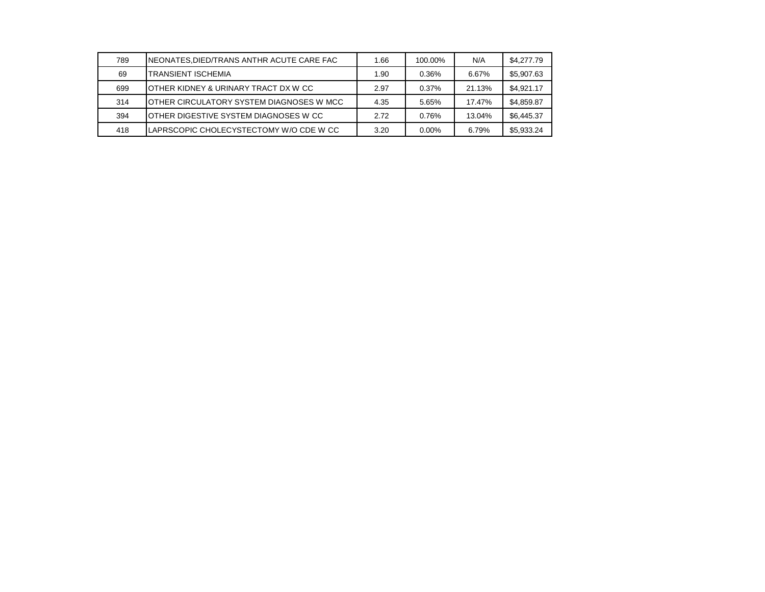| | | | | | |
|---|---|---|---|---|---|
| 789 | NEONATES,DIED/TRANS ANTHR ACUTE CARE FAC | 1.66 | 100.00% | N/A | $4,277.79 |
| 69 | TRANSIENT ISCHEMIA | 1.90 | 0.36% | 6.67% | $5,907.63 |
| 699 | OTHER KIDNEY & URINARY TRACT DX W CC | 2.97 | 0.37% | 21.13% | $4,921.17 |
| 314 | OTHER CIRCULATORY SYSTEM DIAGNOSES W MCC | 4.35 | 5.65% | 17.47% | $4,859.87 |
| 394 | OTHER DIGESTIVE SYSTEM DIAGNOSES W CC | 2.72 | 0.76% | 13.04% | $6,445.37 |
| 418 | LAPRSCOPIC CHOLECYSTECTOMY W/O CDE W CC | 3.20 | 0.00% | 6.79% | $5,933.24 |